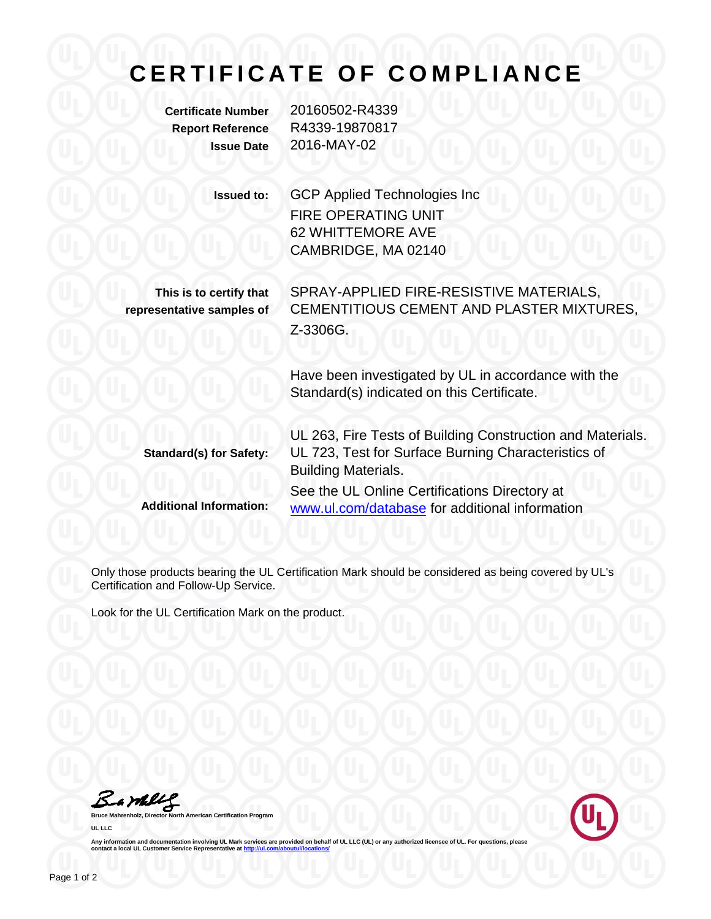# CERTIFICATE OF COMPLIANCE

**Certificate Number** 20160502-R4339
**Report Reference** R4339-19870817
**Issue Date** 2016-MAY-02

**Issued to:** GCP Applied Technologies Inc
FIRE OPERATING UNIT
62 WHITTEMORE AVE
CAMBRIDGE, MA 02140

**This is to certify that representative samples of** SPRAY-APPLIED FIRE-RESISTIVE MATERIALS, CEMENTITIOUS CEMENT AND PLASTER MIXTURES, Z-3306G.

Have been investigated by UL in accordance with the Standard(s) indicated on this Certificate.

**Standard(s) for Safety:** UL 263, Fire Tests of Building Construction and Materials.
UL 723, Test for Surface Burning Characteristics of Building Materials.

**Additional Information:** See the UL Online Certifications Directory at www.ul.com/database for additional information

Only those products bearing the UL Certification Mark should be considered as being covered by UL's Certification and Follow-Up Service.

Look for the UL Certification Mark on the product.

**Bruce Mahrenholz, Director North American Certification Program**

**UL LLC**

**Any information and documentation involving UL Mark services are provided on behalf of UL LLC (UL) or any authorized licensee of UL. For questions, please contact a local UL Customer Service Representative at http://ul.com/aboutul/locations/**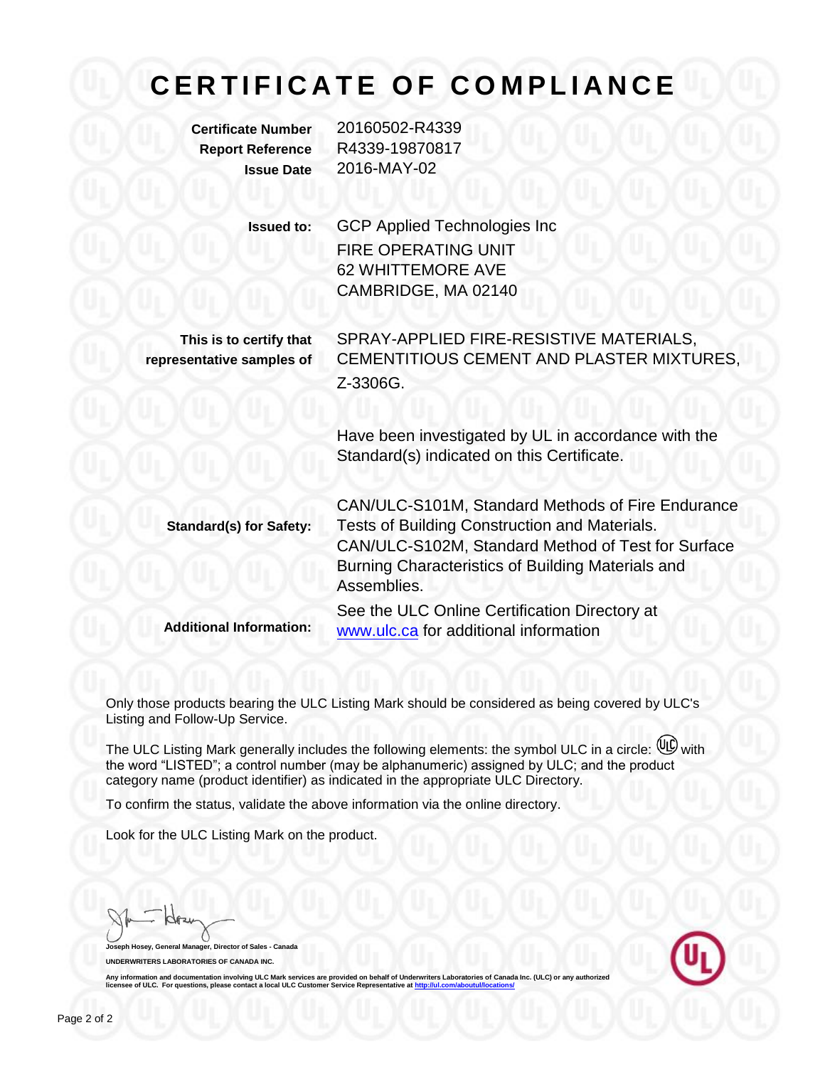# CERTIFICATE OF COMPLIANCE

**Certificate Number** 20160502-R4339
**Report Reference** R4339-19870817
**Issue Date** 2016-MAY-02

**Issued to:** GCP Applied Technologies Inc
FIRE OPERATING UNIT
62 WHITTEMORE AVE
CAMBRIDGE, MA 02140

**This is to certify that representative samples of** SPRAY-APPLIED FIRE-RESISTIVE MATERIALS, CEMENTITIOUS CEMENT AND PLASTER MIXTURES, Z-3306G.

Have been investigated by UL in accordance with the Standard(s) indicated on this Certificate.

**Standard(s) for Safety:** CAN/ULC-S101M, Standard Methods of Fire Endurance Tests of Building Construction and Materials. CAN/ULC-S102M, Standard Method of Test for Surface Burning Characteristics of Building Materials and Assemblies.

**Additional Information:** See the ULC Online Certification Directory at www.ulc.ca for additional information

Only those products bearing the ULC Listing Mark should be considered as being covered by ULC's Listing and Follow-Up Service.

The ULC Listing Mark generally includes the following elements: the symbol ULC in a circle: (ULC) with the word "LISTED"; a control number (may be alphanumeric) assigned by ULC; and the product category name (product identifier) as indicated in the appropriate ULC Directory.

To confirm the status, validate the above information via the online directory.

Look for the ULC Listing Mark on the product.

**Joseph Hosey, General Manager, Director of Sales - Canada**

**UNDERWRITERS LABORATORIES OF CANADA INC.**

**Any information and documentation involving ULC Mark services are provided on behalf of Underwriters Laboratories of Canada Inc. (ULC) or any authorized licensee of ULC. For questions, please contact a local ULC Customer Service Representative at http://ul.com/aboutul/locations/**